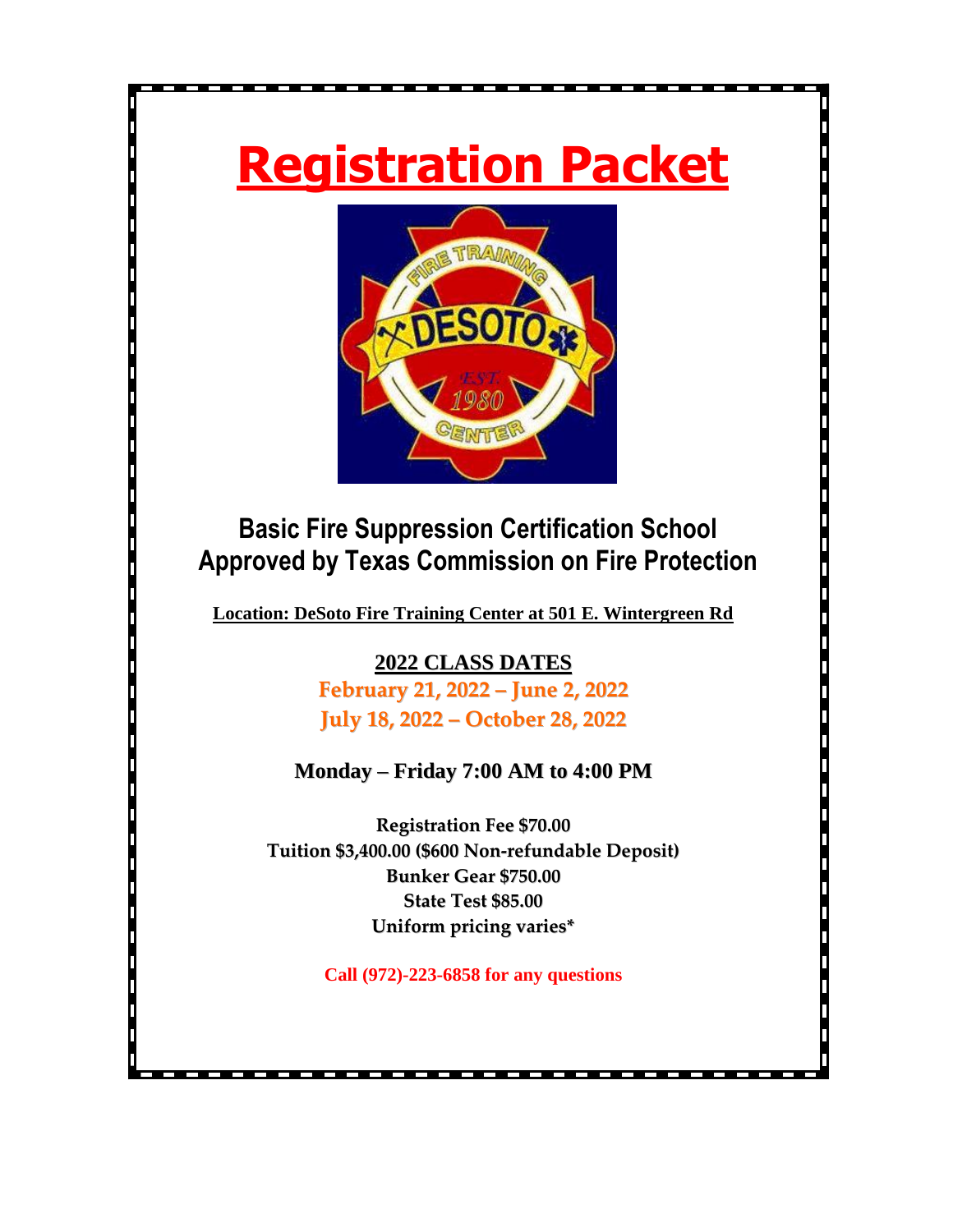# Registration Packet

## Basic Fire Suppression Certification School
## Approved by Texas Commission on Fire Protection

**Location: DeSoto Fire Training Center at 501 E. Wintergreen Rd**

**2022 CLASS DATES**

**February 21, 2022 – June 2, 2022**

**July 18, 2022 – October 28, 2022**

**Monday – Friday 7:00 AM to 4:00 PM**

**Registration Fee $70.00**

**Tuition $3,400.00 ($600 Non-refundable Deposit)**

**Bunker Gear $750.00**

**State Test $85.00**

**Uniform pricing varies***

**Call (972)-223-6858 for any questions**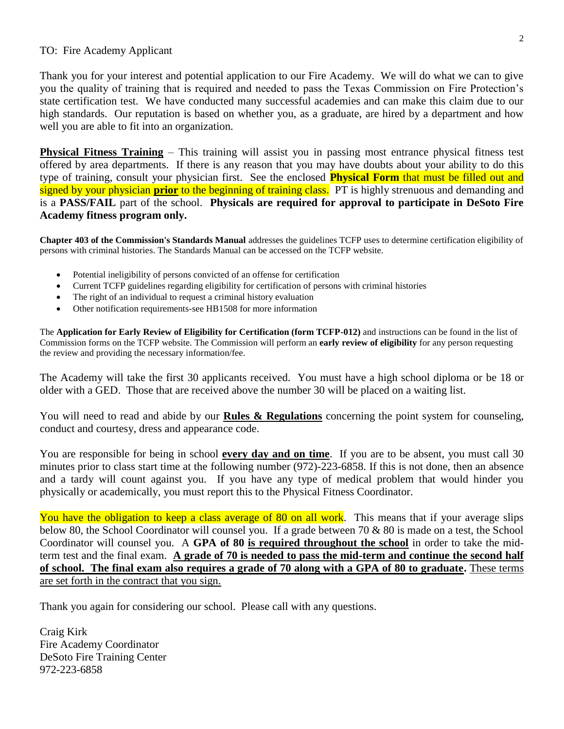TO: Fire Academy Applicant

Thank you for your interest and potential application to our Fire Academy. We will do what we can to give you the quality of training that is required and needed to pass the Texas Commission on Fire Protection's state certification test. We have conducted many successful academies and can make this claim due to our high standards. Our reputation is based on whether you, as a graduate, are hired by a department and how well you are able to fit into an organization.

**Physical Fitness Training** – This training will assist you in passing most entrance physical fitness test offered by area departments. If there is any reason that you may have doubts about your ability to do this type of training, consult your physician first. See the enclosed **Physical Form** that must be filled out and signed by your physician **prior** to the beginning of training class. PT is highly strenuous and demanding and is a **PASS/FAIL** part of the school. **Physicals are required for approval to participate in DeSoto Fire Academy fitness program only.**

**Chapter 403 of the Commission's Standards Manual** addresses the guidelines TCFP uses to determine certification eligibility of persons with criminal histories. The Standards Manual can be accessed on the TCFP website.

- Potential ineligibility of persons convicted of an offense for certification
- Current TCFP guidelines regarding eligibility for certification of persons with criminal histories
- The right of an individual to request a criminal history evaluation
- Other notification requirements-see HB1508 for more information

The **Application for Early Review of Eligibility for Certification (form TCFP-012)** and instructions can be found in the list of Commission forms on the TCFP website. The Commission will perform an **early review of eligibility** for any person requesting the review and providing the necessary information/fee.

The Academy will take the first 30 applicants received. You must have a high school diploma or be 18 or older with a GED. Those that are received above the number 30 will be placed on a waiting list.

You will need to read and abide by our **Rules & Regulations** concerning the point system for counseling, conduct and courtesy, dress and appearance code.

You are responsible for being in school **every day and on time**. If you are to be absent, you must call 30 minutes prior to class start time at the following number (972)-223-6858. If this is not done, then an absence and a tardy will count against you. If you have any type of medical problem that would hinder you physically or academically, you must report this to the Physical Fitness Coordinator.

You have the obligation to keep a class average of 80 on all work. This means that if your average slips below 80, the School Coordinator will counsel you. If a grade between 70 & 80 is made on a test, the School Coordinator will counsel you. A **GPA of 80 is required throughout the school** in order to take the mid-term test and the final exam. **A grade of 70 is needed to pass the mid-term and continue the second half of school. The final exam also requires a grade of 70 along with a GPA of 80 to graduate.** These terms are set forth in the contract that you sign.

Thank you again for considering our school. Please call with any questions.

Craig Kirk  
Fire Academy Coordinator  
DeSoto Fire Training Center  
972-223-6858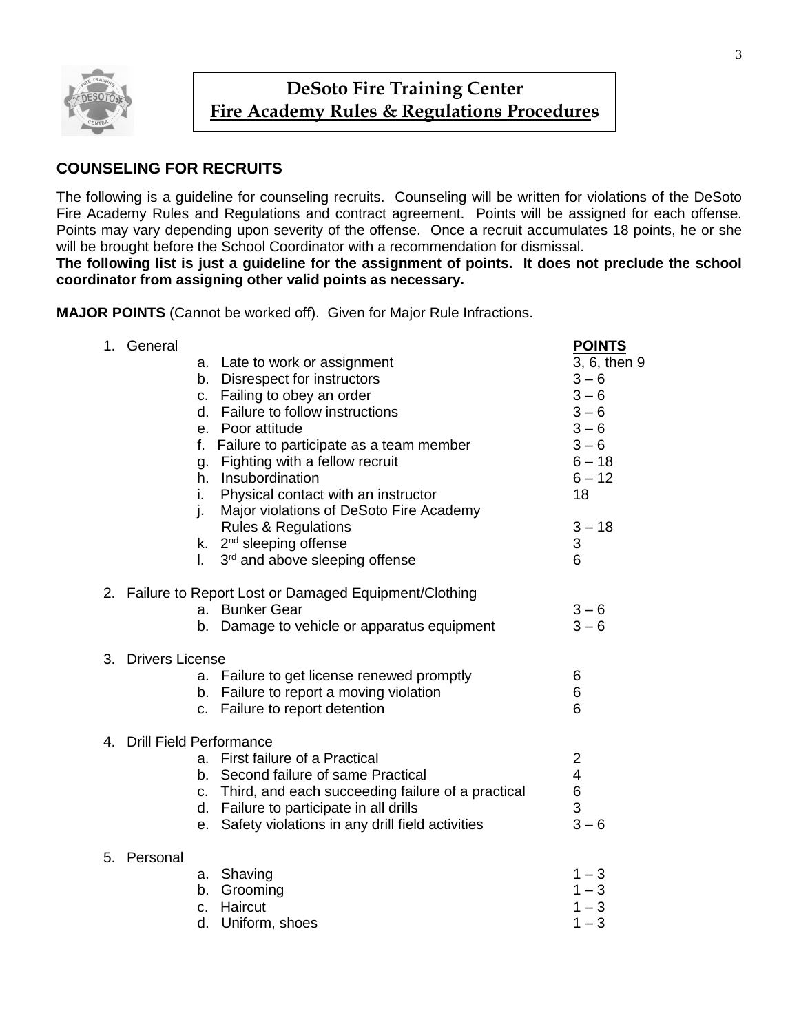**DeSoto Fire Training Center**
**Fire Academy Rules & Regulations Procedures**

## COUNSELING FOR RECRUITS

The following is a guideline for counseling recruits. Counseling will be written for violations of the DeSoto Fire Academy Rules and Regulations and contract agreement. Points will be assigned for each offense. Points may vary depending upon severity of the offense. Once a recruit accumulates 18 points, he or she will be brought before the School Coordinator with a recommendation for dismissal.
**The following list is just a guideline for the assignment of points. It does not preclude the school coordinator from assigning other valid points as necessary.**

**MAJOR POINTS** (Cannot be worked off). Given for Major Rule Infractions.

| | **POINTS** |
|---|---|
| 1. General | |
| a. Late to work or assignment | 3, 6, then 9 |
| b. Disrespect for instructors | 3 – 6 |
| c. Failing to obey an order | 3 – 6 |
| d. Failure to follow instructions | 3 – 6 |
| e. Poor attitude | 3 – 6 |
| f. Failure to participate as a team member | 3 – 6 |
| g. Fighting with a fellow recruit | 6 – 18 |
| h. Insubordination | 6 – 12 |
| i. Physical contact with an instructor | 18 |
| j. Major violations of DeSoto Fire Academy Rules & Regulations | 3 – 18 |
| k. 2nd sleeping offense | 3 |
| l. 3rd and above sleeping offense | 6 |
| 2. Failure to Report Lost or Damaged Equipment/Clothing | |
| a. Bunker Gear | 3 – 6 |
| b. Damage to vehicle or apparatus equipment | 3 – 6 |
| 3. Drivers License | |
| a. Failure to get license renewed promptly | 6 |
| b. Failure to report a moving violation | 6 |
| c. Failure to report detention | 6 |
| 4. Drill Field Performance | |
| a. First failure of a Practical | 2 |
| b. Second failure of same Practical | 4 |
| c. Third, and each succeeding failure of a practical | 6 |
| d. Failure to participate in all drills | 3 |
| e. Safety violations in any drill field activities | 3 – 6 |
| 5. Personal | |
| a. Shaving | 1 – 3 |
| b. Grooming | 1 – 3 |
| c. Haircut | 1 – 3 |
| d. Uniform, shoes | 1 – 3 |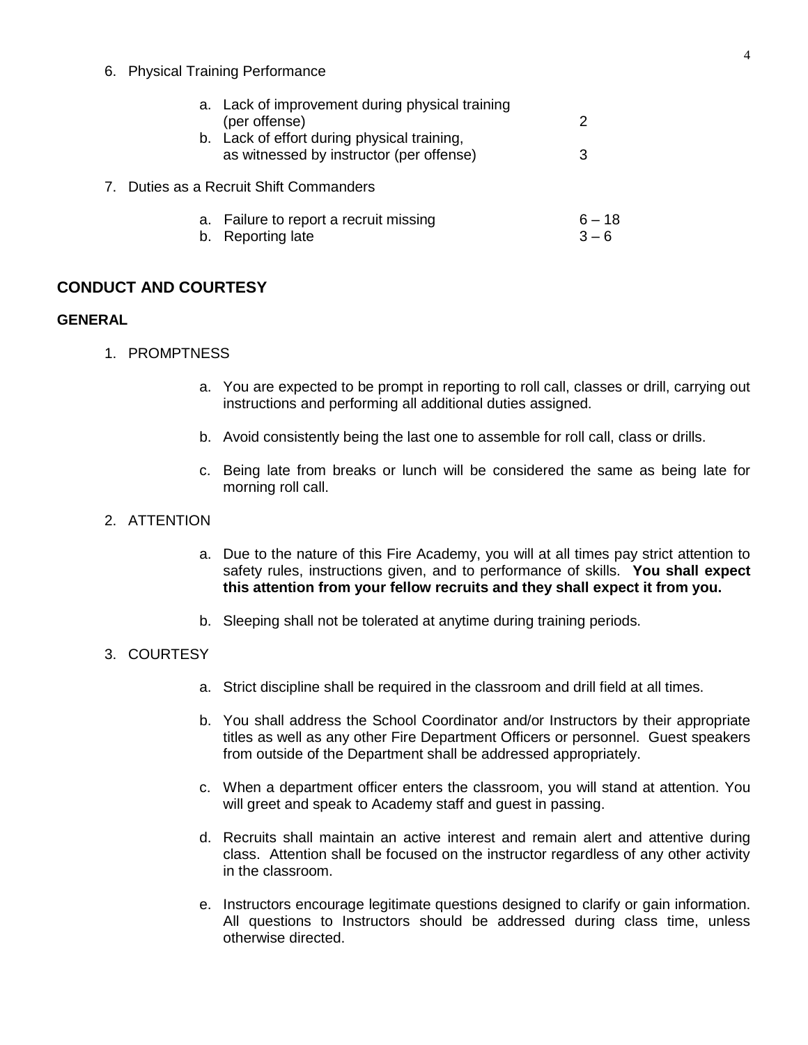6. Physical Training Performance

| | | |
|---|---|---|
| a. | Lack of improvement during physical training (per offense) | 2 |
| b. | Lack of effort during physical training, as witnessed by instructor (per offense) | 3 |

7. Duties as a Recruit Shift Commanders

| | | |
|---|---|---|
| a. | Failure to report a recruit missing | 6 – 18 |
| b. | Reporting late | 3 – 6 |

## CONDUCT AND COURTESY

### GENERAL

1. PROMPTNESS

   a. You are expected to be prompt in reporting to roll call, classes or drill, carrying out instructions and performing all additional duties assigned.

   b. Avoid consistently being the last one to assemble for roll call, class or drills.

   c. Being late from breaks or lunch will be considered the same as being late for morning roll call.

2. ATTENTION

   a. Due to the nature of this Fire Academy, you will at all times pay strict attention to safety rules, instructions given, and to performance of skills. **You shall expect this attention from your fellow recruits and they shall expect it from you.**

   b. Sleeping shall not be tolerated at anytime during training periods.

3. COURTESY

   a. Strict discipline shall be required in the classroom and drill field at all times.

   b. You shall address the School Coordinator and/or Instructors by their appropriate titles as well as any other Fire Department Officers or personnel. Guest speakers from outside of the Department shall be addressed appropriately.

   c. When a department officer enters the classroom, you will stand at attention. You will greet and speak to Academy staff and guest in passing.

   d. Recruits shall maintain an active interest and remain alert and attentive during class. Attention shall be focused on the instructor regardless of any other activity in the classroom.

   e. Instructors encourage legitimate questions designed to clarify or gain information. All questions to Instructors should be addressed during class time, unless otherwise directed.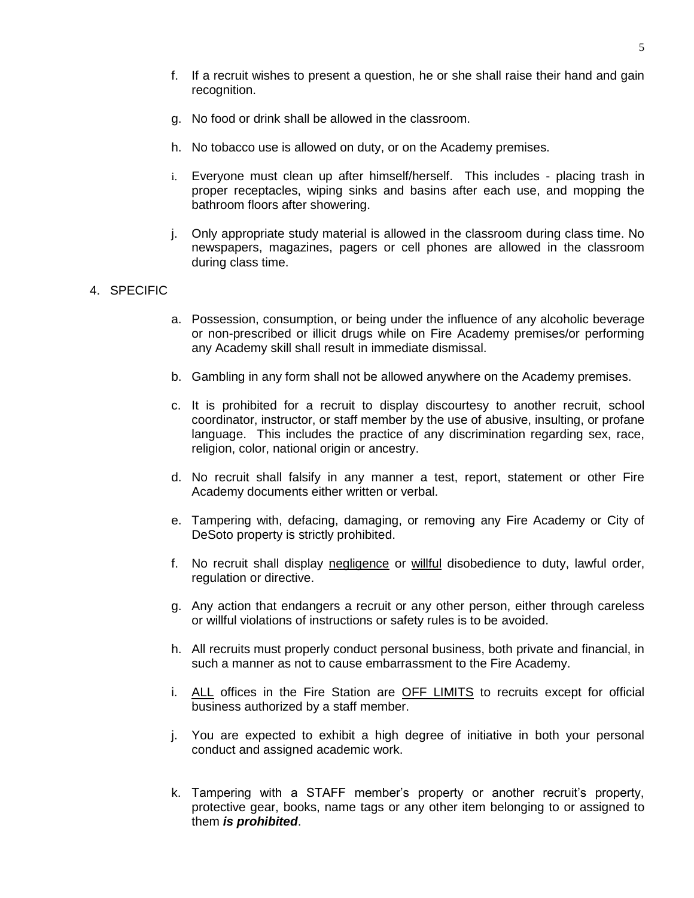f. If a recruit wishes to present a question, he or she shall raise their hand and gain recognition.

g. No food or drink shall be allowed in the classroom.

h. No tobacco use is allowed on duty, or on the Academy premises.

i. Everyone must clean up after himself/herself. This includes - placing trash in proper receptacles, wiping sinks and basins after each use, and mopping the bathroom floors after showering.

j. Only appropriate study material is allowed in the classroom during class time. No newspapers, magazines, pagers or cell phones are allowed in the classroom during class time.

4. SPECIFIC

a. Possession, consumption, or being under the influence of any alcoholic beverage or non-prescribed or illicit drugs while on Fire Academy premises/or performing any Academy skill shall result in immediate dismissal.

b. Gambling in any form shall not be allowed anywhere on the Academy premises.

c. It is prohibited for a recruit to display discourtesy to another recruit, school coordinator, instructor, or staff member by the use of abusive, insulting, or profane language. This includes the practice of any discrimination regarding sex, race, religion, color, national origin or ancestry.

d. No recruit shall falsify in any manner a test, report, statement or other Fire Academy documents either written or verbal.

e. Tampering with, defacing, damaging, or removing any Fire Academy or City of DeSoto property is strictly prohibited.

f. No recruit shall display <u>negligence</u> or <u>willful</u> disobedience to duty, lawful order, regulation or directive.

g. Any action that endangers a recruit or any other person, either through careless or willful violations of instructions or safety rules is to be avoided.

h. All recruits must properly conduct personal business, both private and financial, in such a manner as not to cause embarrassment to the Fire Academy.

i. <u>ALL</u> offices in the Fire Station are <u>OFF LIMITS</u> to recruits except for official business authorized by a staff member.

j. You are expected to exhibit a high degree of initiative in both your personal conduct and assigned academic work.

k. Tampering with a STAFF member's property or another recruit's property, protective gear, books, name tags or any other item belonging to or assigned to them ***is prohibited***.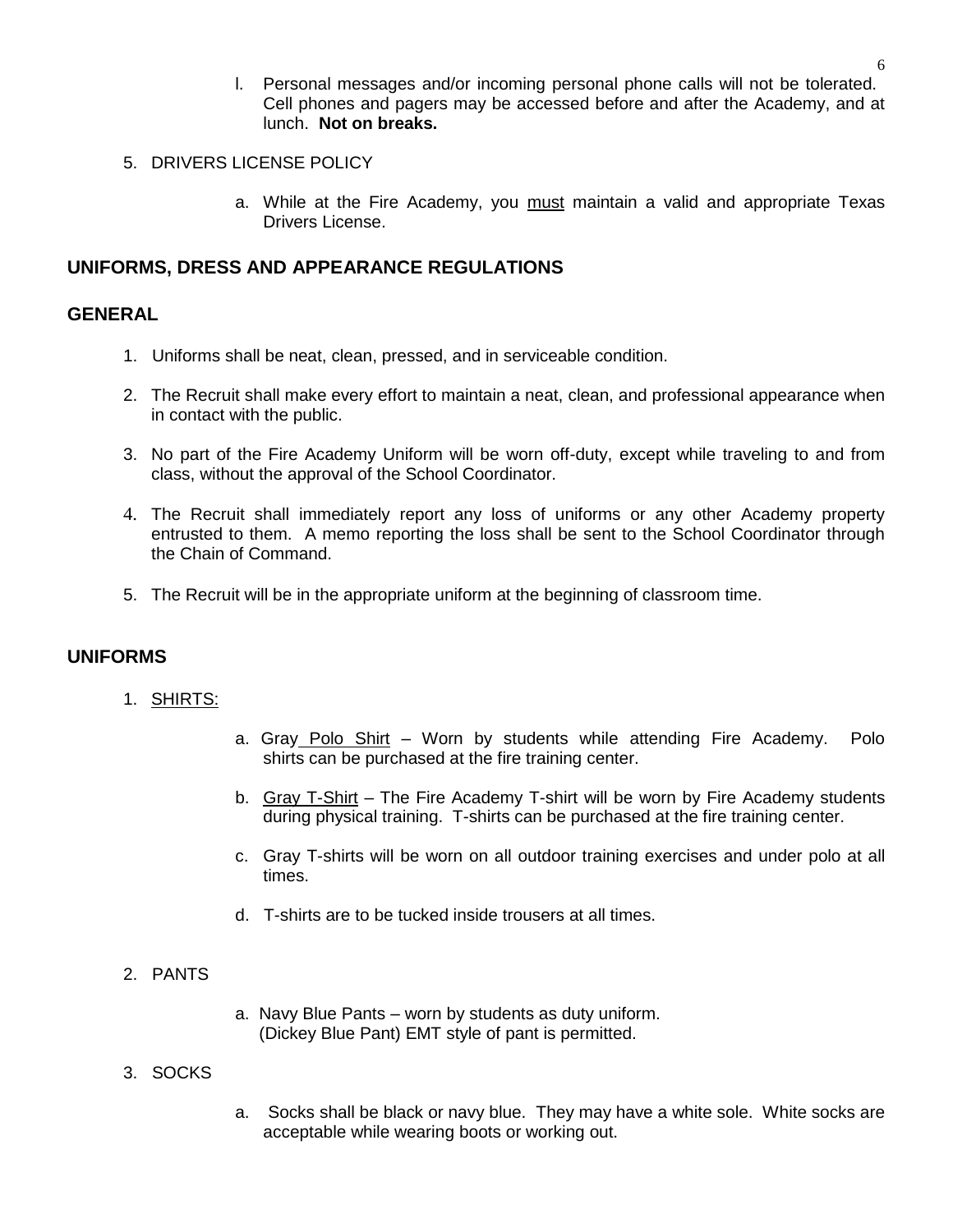l. Personal messages and/or incoming personal phone calls will not be tolerated. Cell phones and pagers may be accessed before and after the Academy, and at lunch. **Not on breaks.**

5. DRIVERS LICENSE POLICY

   a. While at the Fire Academy, you <u>must</u> maintain a valid and appropriate Texas Drivers License.

## UNIFORMS, DRESS AND APPEARANCE REGULATIONS

## GENERAL

1. Uniforms shall be neat, clean, pressed, and in serviceable condition.

2. The Recruit shall make every effort to maintain a neat, clean, and professional appearance when in contact with the public.

3. No part of the Fire Academy Uniform will be worn off-duty, except while traveling to and from class, without the approval of the School Coordinator.

4. The Recruit shall immediately report any loss of uniforms or any other Academy property entrusted to them. A memo reporting the loss shall be sent to the School Coordinator through the Chain of Command.

5. The Recruit will be in the appropriate uniform at the beginning of classroom time.

## UNIFORMS

1. <u>SHIRTS:</u>

   a. Gray <u>Polo Shirt</u> – Worn by students while attending Fire Academy. Polo shirts can be purchased at the fire training center.

   b. <u>Gray T-Shirt</u> – The Fire Academy T-shirt will be worn by Fire Academy students during physical training. T-shirts can be purchased at the fire training center.

   c. Gray T-shirts will be worn on all outdoor training exercises and under polo at all times.

   d. T-shirts are to be tucked inside trousers at all times.

2. PANTS

   a. Navy Blue Pants – worn by students as duty uniform. (Dickey Blue Pant) EMT style of pant is permitted.

3. SOCKS

   a. Socks shall be black or navy blue. They may have a white sole. White socks are acceptable while wearing boots or working out.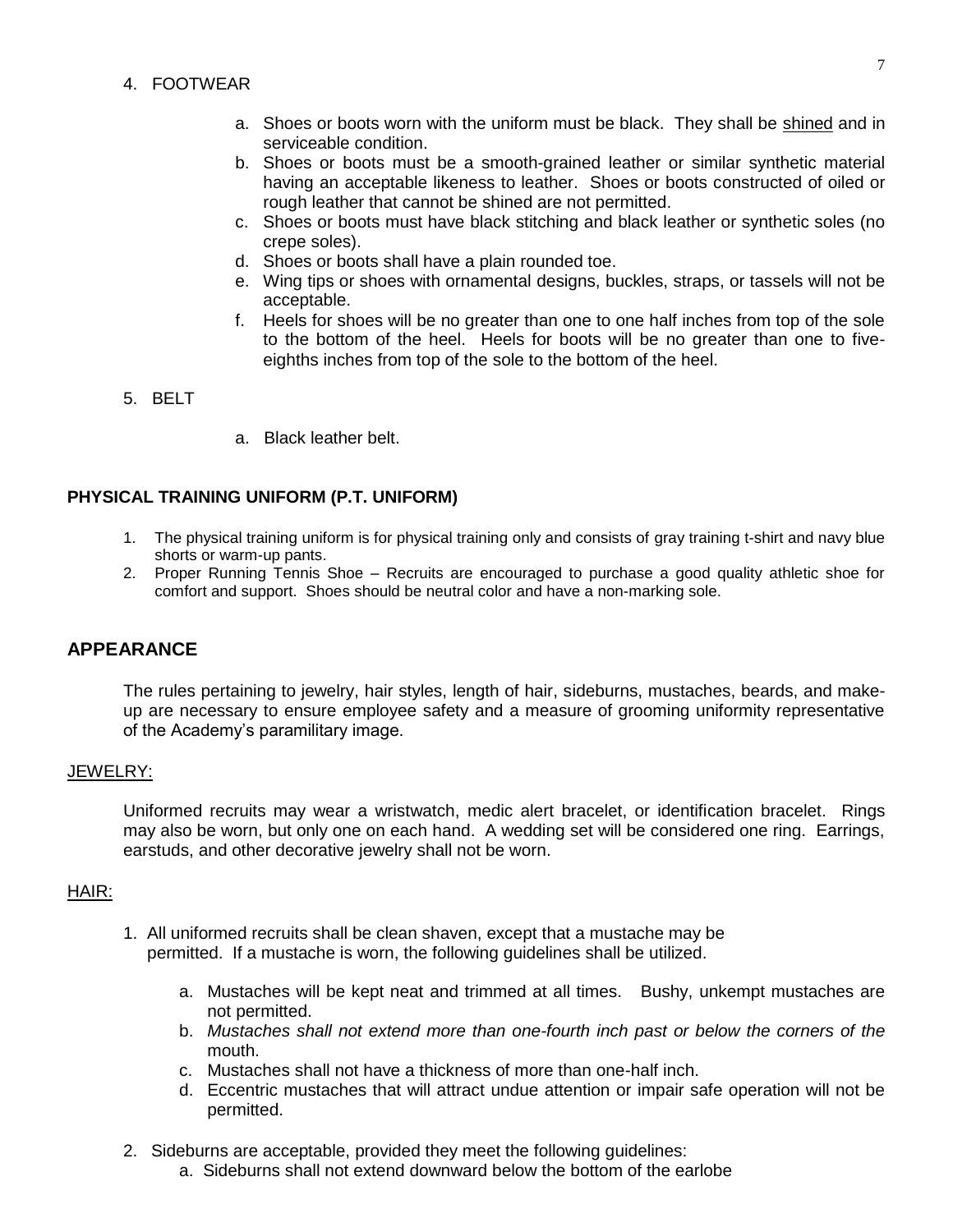4. FOOTWEAR

   a. Shoes or boots worn with the uniform must be black. They shall be <u>shined</u> and in serviceable condition.
   b. Shoes or boots must be a smooth-grained leather or similar synthetic material having an acceptable likeness to leather. Shoes or boots constructed of oiled or rough leather that cannot be shined are not permitted.
   c. Shoes or boots must have black stitching and black leather or synthetic soles (no crepe soles).
   d. Shoes or boots shall have a plain rounded toe.
   e. Wing tips or shoes with ornamental designs, buckles, straps, or tassels will not be acceptable.
   f. Heels for shoes will be no greater than one to one half inches from top of the sole to the bottom of the heel. Heels for boots will be no greater than one to five-eighths inches from top of the sole to the bottom of the heel.

5. BELT

   a. Black leather belt.

**PHYSICAL TRAINING UNIFORM (P.T. UNIFORM)**

1. The physical training uniform is for physical training only and consists of gray training t-shirt and navy blue shorts or warm-up pants.
2. Proper Running Tennis Shoe – Recruits are encouraged to purchase a good quality athletic shoe for comfort and support. Shoes should be neutral color and have a non-marking sole.

## APPEARANCE

The rules pertaining to jewelry, hair styles, length of hair, sideburns, mustaches, beards, and make-up are necessary to ensure employee safety and a measure of grooming uniformity representative of the Academy's paramilitary image.

<u>JEWELRY:</u>

Uniformed recruits may wear a wristwatch, medic alert bracelet, or identification bracelet. Rings may also be worn, but only one on each hand. A wedding set will be considered one ring. Earrings, earstuds, and other decorative jewelry shall not be worn.

<u>HAIR:</u>

1. All uniformed recruits shall be clean shaven, except that a mustache may be permitted. If a mustache is worn, the following guidelines shall be utilized.

   a. Mustaches will be kept neat and trimmed at all times. Bushy, unkempt mustaches are not permitted.
   b. *Mustaches shall not extend more than one-fourth inch past or below the corners of the* mouth.
   c. Mustaches shall not have a thickness of more than one-half inch.
   d. Eccentric mustaches that will attract undue attention or impair safe operation will not be permitted.

2. Sideburns are acceptable, provided they meet the following guidelines:
   a. Sideburns shall not extend downward below the bottom of the earlobe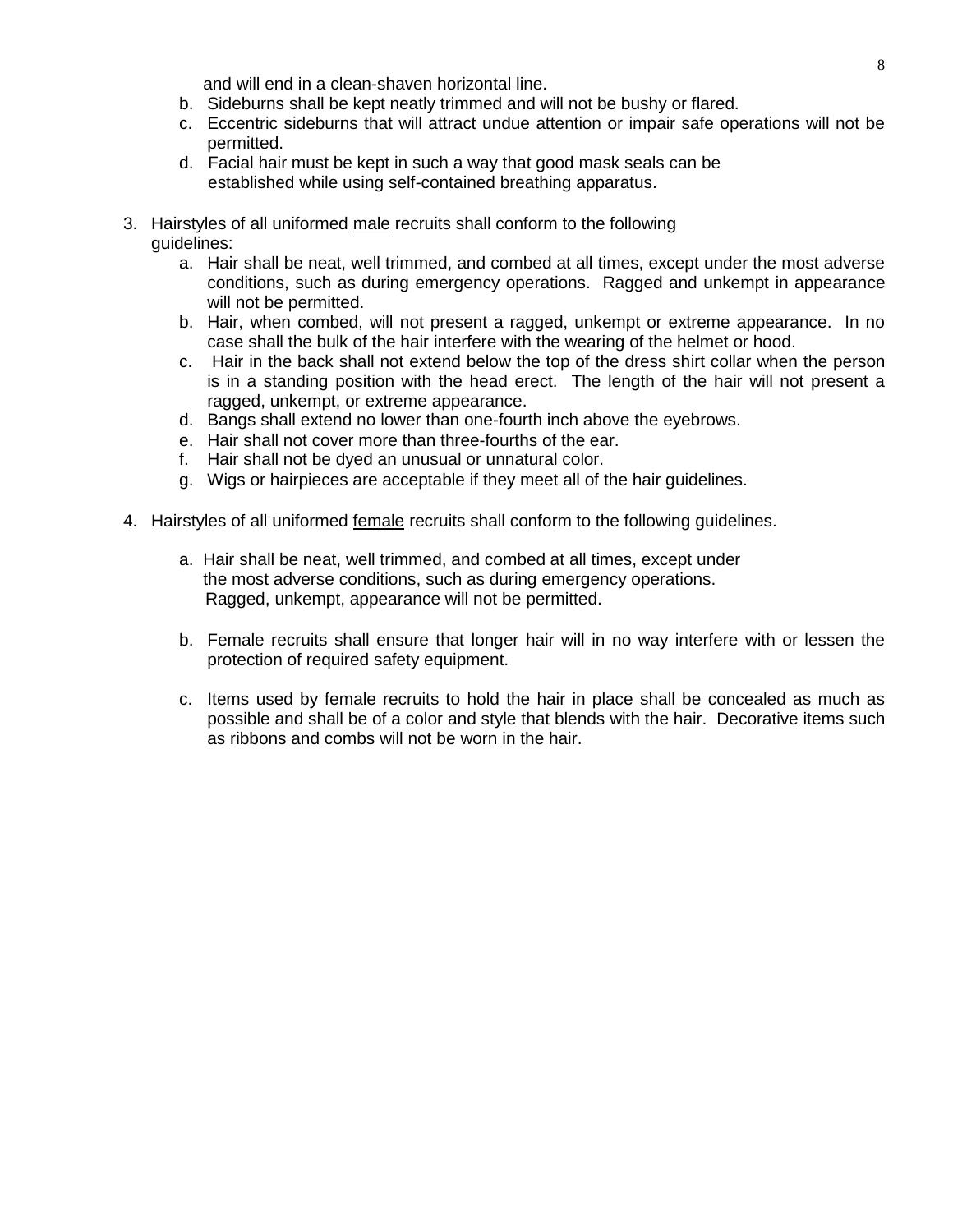and will end in a clean-shaven horizontal line.

   b. Sideburns shall be kept neatly trimmed and will not be bushy or flared.
   c. Eccentric sideburns that will attract undue attention or impair safe operations will not be permitted.
   d. Facial hair must be kept in such a way that good mask seals can be established while using self-contained breathing apparatus.

3. Hairstyles of all uniformed <u>male</u> recruits shall conform to the following guidelines:
   a. Hair shall be neat, well trimmed, and combed at all times, except under the most adverse conditions, such as during emergency operations. Ragged and unkempt in appearance will not be permitted.
   b. Hair, when combed, will not present a ragged, unkempt or extreme appearance. In no case shall the bulk of the hair interfere with the wearing of the helmet or hood.
   c. Hair in the back shall not extend below the top of the dress shirt collar when the person is in a standing position with the head erect. The length of the hair will not present a ragged, unkempt, or extreme appearance.
   d. Bangs shall extend no lower than one-fourth inch above the eyebrows.
   e. Hair shall not cover more than three-fourths of the ear.
   f. Hair shall not be dyed an unusual or unnatural color.
   g. Wigs or hairpieces are acceptable if they meet all of the hair guidelines.

4. Hairstyles of all uniformed <u>female</u> recruits shall conform to the following guidelines.

   a. Hair shall be neat, well trimmed, and combed at all times, except under the most adverse conditions, such as during emergency operations. Ragged, unkempt, appearance will not be permitted.

   b. Female recruits shall ensure that longer hair will in no way interfere with or lessen the protection of required safety equipment.

   c. Items used by female recruits to hold the hair in place shall be concealed as much as possible and shall be of a color and style that blends with the hair. Decorative items such as ribbons and combs will not be worn in the hair.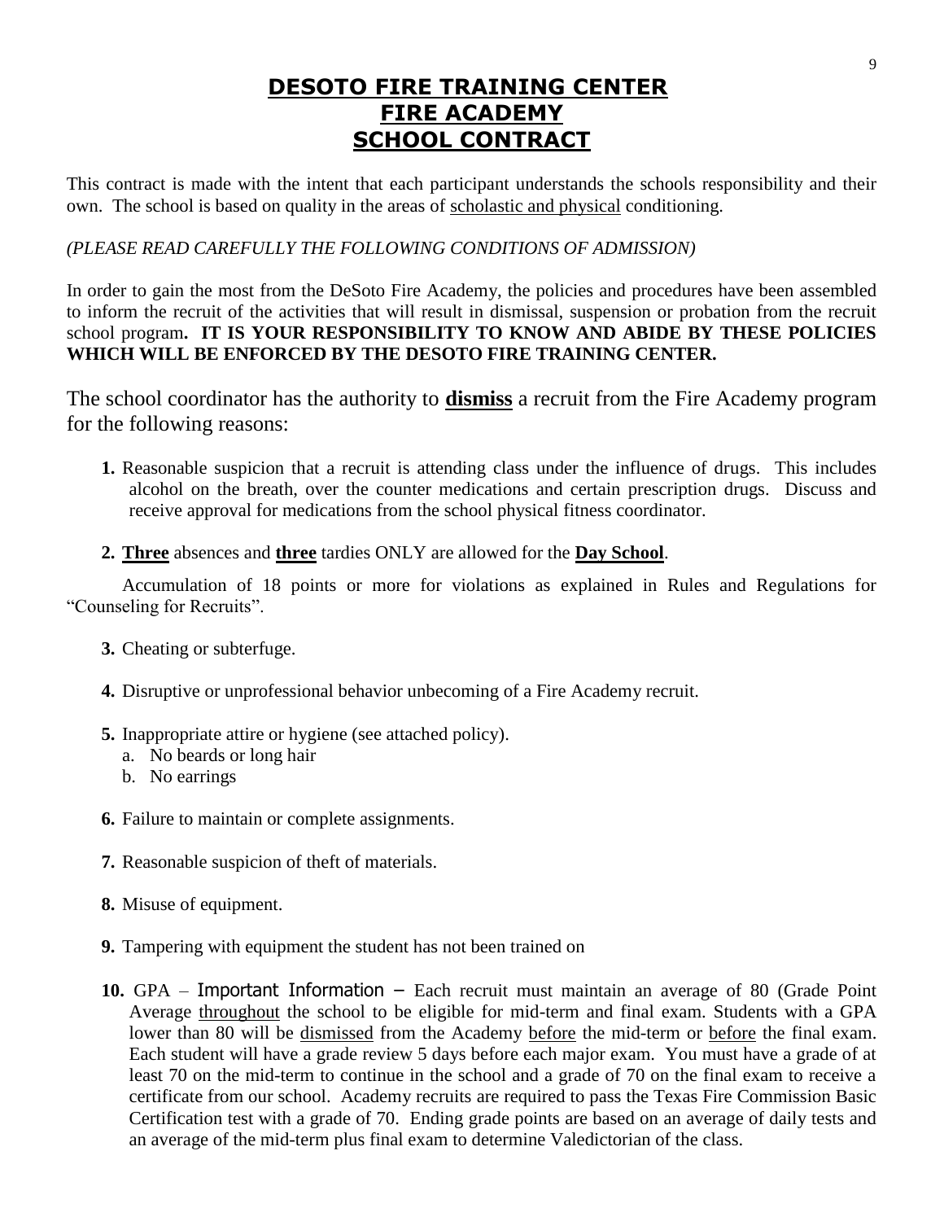# DESOTO FIRE TRAINING CENTER
# FIRE ACADEMY
# SCHOOL CONTRACT

This contract is made with the intent that each participant understands the schools responsibility and their own. The school is based on quality in the areas of scholastic and physical conditioning.

*(PLEASE READ CAREFULLY THE FOLLOWING CONDITIONS OF ADMISSION)*

In order to gain the most from the DeSoto Fire Academy, the policies and procedures have been assembled to inform the recruit of the activities that will result in dismissal, suspension or probation from the recruit school program**. IT IS YOUR RESPONSIBILITY TO KNOW AND ABIDE BY THESE POLICIES WHICH WILL BE ENFORCED BY THE DESOTO FIRE TRAINING CENTER.**

The school coordinator has the authority to **dismiss** a recruit from the Fire Academy program for the following reasons:

1. Reasonable suspicion that a recruit is attending class under the influence of drugs. This includes alcohol on the breath, over the counter medications and certain prescription drugs. Discuss and receive approval for medications from the school physical fitness coordinator.

2. **Three** absences and **three** tardies ONLY are allowed for the **Day School**.

   Accumulation of 18 points or more for violations as explained in Rules and Regulations for "Counseling for Recruits".

3. Cheating or subterfuge.

4. Disruptive or unprofessional behavior unbecoming of a Fire Academy recruit.

5. Inappropriate attire or hygiene (see attached policy).
   a. No beards or long hair
   b. No earrings

6. Failure to maintain or complete assignments.

7. Reasonable suspicion of theft of materials.

8. Misuse of equipment.

9. Tampering with equipment the student has not been trained on

10. GPA – Important Information – Each recruit must maintain an average of 80 (Grade Point Average throughout the school to be eligible for mid-term and final exam. Students with a GPA lower than 80 will be dismissed from the Academy before the mid-term or before the final exam. Each student will have a grade review 5 days before each major exam. You must have a grade of at least 70 on the mid-term to continue in the school and a grade of 70 on the final exam to receive a certificate from our school. Academy recruits are required to pass the Texas Fire Commission Basic Certification test with a grade of 70. Ending grade points are based on an average of daily tests and an average of the mid-term plus final exam to determine Valedictorian of the class.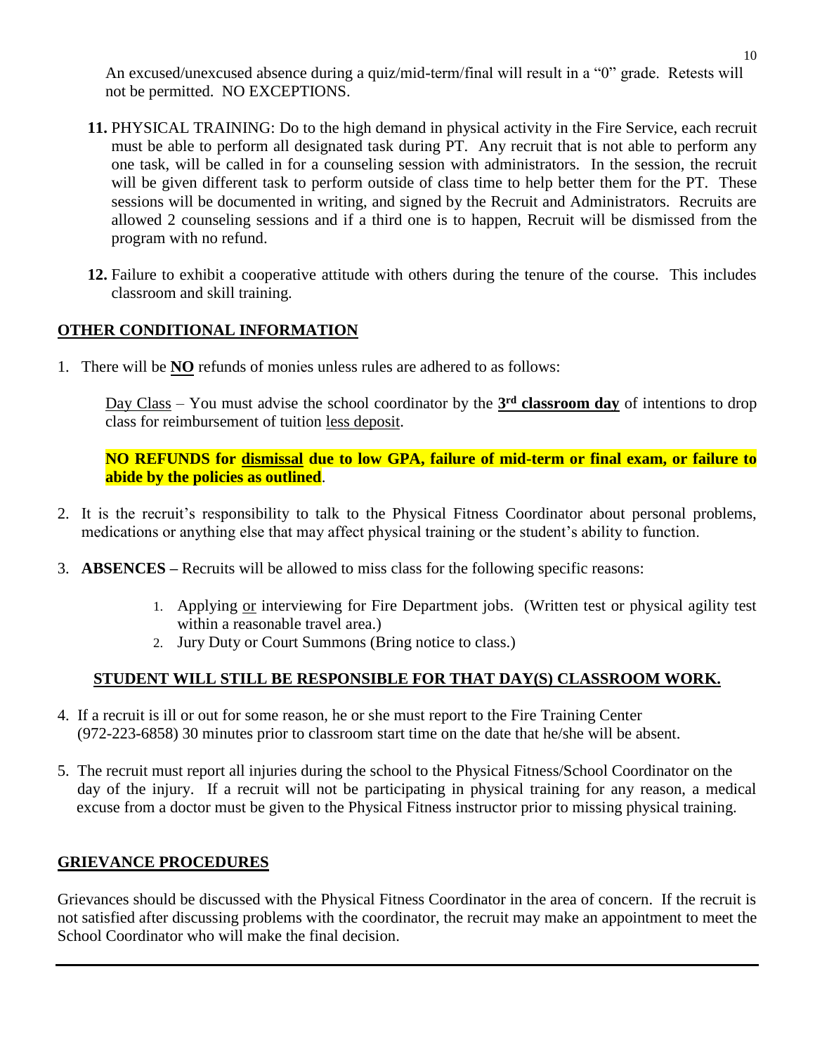An excused/unexcused absence during a quiz/mid-term/final will result in a "0" grade. Retests will not be permitted. NO EXCEPTIONS.

**11.** PHYSICAL TRAINING: Do to the high demand in physical activity in the Fire Service, each recruit must be able to perform all designated task during PT. Any recruit that is not able to perform any one task, will be called in for a counseling session with administrators. In the session, the recruit will be given different task to perform outside of class time to help better them for the PT. These sessions will be documented in writing, and signed by the Recruit and Administrators. Recruits are allowed 2 counseling sessions and if a third one is to happen, Recruit will be dismissed from the program with no refund.

**12.** Failure to exhibit a cooperative attitude with others during the tenure of the course. This includes classroom and skill training.

## OTHER CONDITIONAL INFORMATION

1. There will be **NO** refunds of monies unless rules are adhered to as follows:

   Day Class – You must advise the school coordinator by the **3rd classroom day** of intentions to drop class for reimbursement of tuition less deposit.

   **NO REFUNDS for dismissal due to low GPA, failure of mid-term or final exam, or failure to abide by the policies as outlined**.

2. It is the recruit's responsibility to talk to the Physical Fitness Coordinator about personal problems, medications or anything else that may affect physical training or the student's ability to function.

3. **ABSENCES –** Recruits will be allowed to miss class for the following specific reasons:

   1. Applying or interviewing for Fire Department jobs. (Written test or physical agility test within a reasonable travel area.)
   2. Jury Duty or Court Summons (Bring notice to class.)

**STUDENT WILL STILL BE RESPONSIBLE FOR THAT DAY(S) CLASSROOM WORK.**

4. If a recruit is ill or out for some reason, he or she must report to the Fire Training Center (972-223-6858) 30 minutes prior to classroom start time on the date that he/she will be absent.

5. The recruit must report all injuries during the school to the Physical Fitness/School Coordinator on the day of the injury. If a recruit will not be participating in physical training for any reason, a medical excuse from a doctor must be given to the Physical Fitness instructor prior to missing physical training.

## GRIEVANCE PROCEDURES

Grievances should be discussed with the Physical Fitness Coordinator in the area of concern. If the recruit is not satisfied after discussing problems with the coordinator, the recruit may make an appointment to meet the School Coordinator who will make the final decision.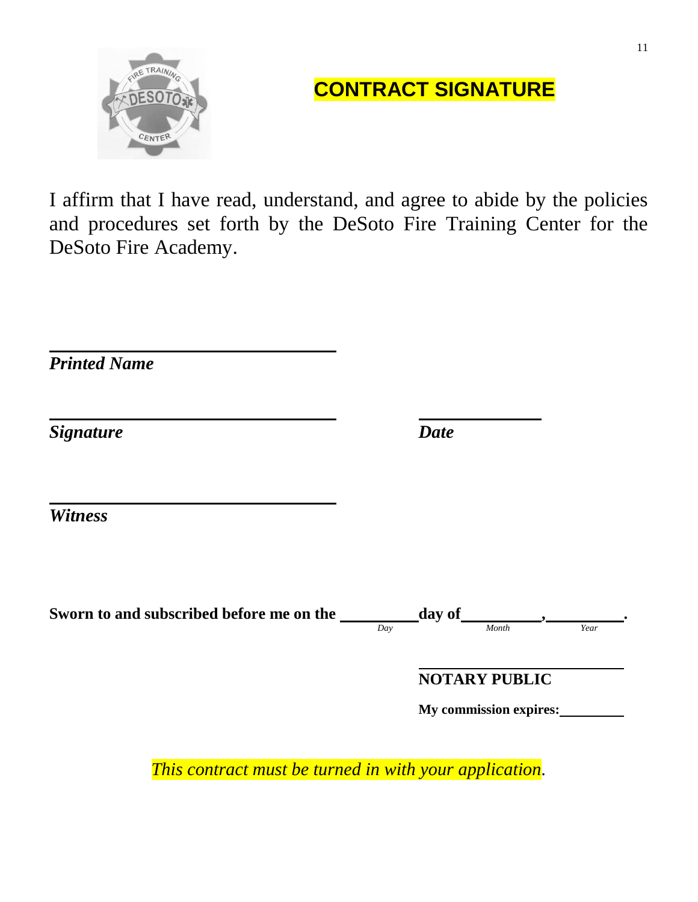# CONTRACT SIGNATURE

I affirm that I have read, understand, and agree to abide by the policies and procedures set forth by the DeSoto Fire Training Center for the DeSoto Fire Academy.

______________________________

***Printed Name***

______________________________ ______________

***Signature*** ***Date***

______________________________

***Witness***

**Sworn to and subscribed before me on the** __________ **day of** __________**,** __________**.**

*Day* *Month* *Year*

______________________________

**NOTARY PUBLIC**

**My commission expires:**__________

*This contract must be turned in with your application.*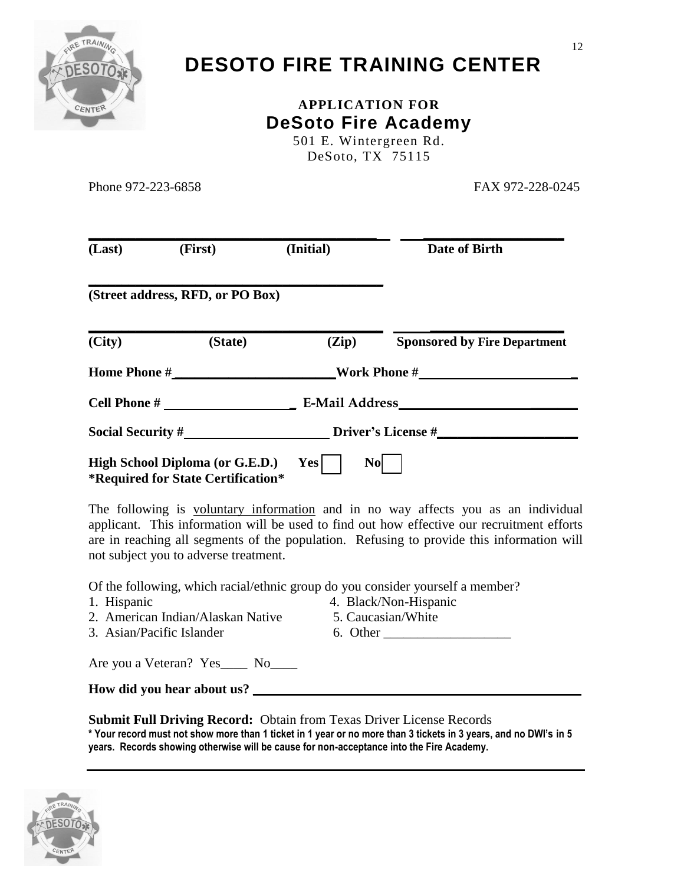# DESOTO FIRE TRAINING CENTER

**APPLICATION FOR**

## DeSoto Fire Academy

501 E. Wintergreen Rd.
DeSoto, TX 75115

Phone 972-223-6858 FAX 972-228-0245

**(Last) (First) (Initial)** **Date of Birth**

**(Street address, RFD, or PO Box)**

**(City) (State) (Zip)** **Sponsored by Fire Department**

**Home Phone #**\_\_\_\_\_\_\_\_\_\_\_\_\_\_\_\_\_\_\_\_ **Work Phone #**\_\_\_\_\_\_\_\_\_\_\_\_\_\_\_\_\_\_\_\_

**Cell Phone #** \_\_\_\_\_\_\_\_\_\_\_\_\_\_\_\_\_\_ **E-Mail Address**\_\_\_\_\_\_\_\_\_\_\_\_\_\_\_\_\_\_\_\_

**Social Security #**\_\_\_\_\_\_\_\_\_\_\_\_\_\_\_\_\_\_\_\_ **Driver's License #**\_\_\_\_\_\_\_\_\_\_\_\_\_\_\_\_\_\_\_\_

**High School Diploma (or G.E.D.)** **Yes** ☐ **No** ☐
***Required for State Certification***

The following is voluntary information and in no way affects you as an individual applicant. This information will be used to find out how effective our recruitment efforts are in reaching all segments of the population. Refusing to provide this information will not subject you to adverse treatment.

Of the following, which racial/ethnic group do you consider yourself a member?

1. Hispanic
2. American Indian/Alaskan Native
3. Asian/Pacific Islander
4. Black/Non-Hispanic
5. Caucasian/White
6. Other \_\_\_\_\_\_\_\_\_\_\_\_\_\_\_\_\_\_\_

Are you a Veteran? Yes\_\_\_\_ No\_\_\_\_

**How did you hear about us?** \_\_\_\_\_\_\_\_\_\_\_\_\_\_\_\_\_\_\_\_\_\_\_\_\_\_\_\_\_\_\_\_\_\_\_\_\_\_\_\_

**Submit Full Driving Record:** Obtain from Texas Driver License Records

**\* Your record must not show more than 1 ticket in 1 year or no more than 3 tickets in 3 years, and no DWI's in 5 years. Records showing otherwise will be cause for non-acceptance into the Fire Academy.**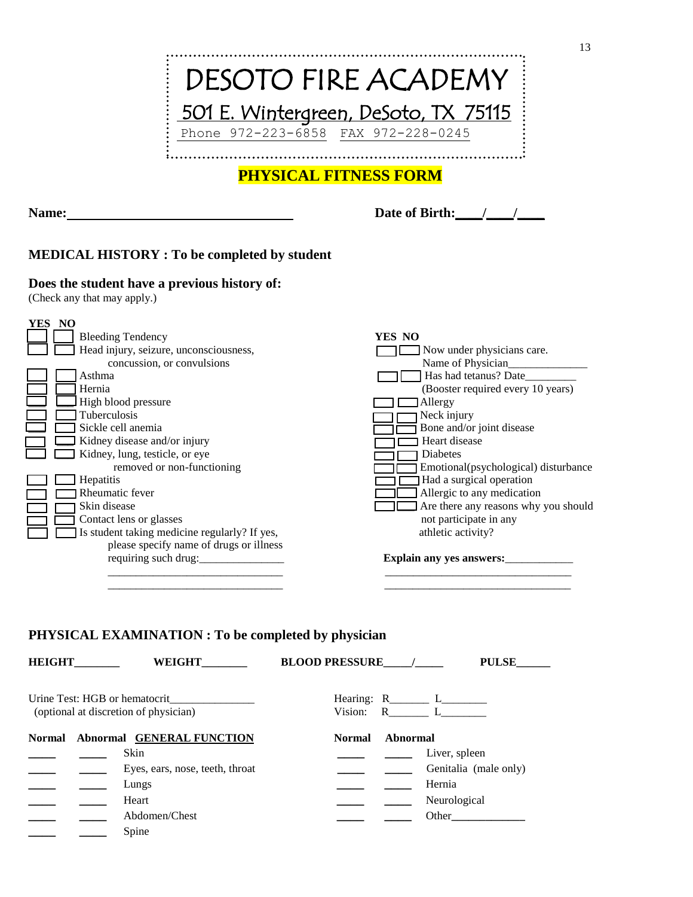# DESOTO FIRE ACADEMY

501 E. Wintergreen, DeSoto, TX 75115

Phone 972-223-6858  FAX 972-228-0245

## PHYSICAL FITNESS FORM

**Name:**_________________________________ **Date of Birth:**___/___/___

### MEDICAL HISTORY : To be completed by student

**Does the student have a previous history of:**
(Check any that may apply.)

| YES | NO | |
|---|---|---|
| ☐ | ☐ | Bleeding Tendency |
| ☐ | ☐ | Head injury, seizure, unconsciousness, concussion, or convulsions |
| ☐ | ☐ | Asthma |
| ☐ | ☐ | Hernia |
| ☐ | ☐ | High blood pressure |
| ☐ | ☐ | Tuberculosis |
| ☐ | ☐ | Sickle cell anemia |
| ☐ | ☐ | Kidney disease and/or injury |
| ☐ | ☐ | Kidney, lung, testicle, or eye removed or non-functioning |
| ☐ | ☐ | Hepatitis |
| ☐ | ☐ | Rheumatic fever |
| ☐ | ☐ | Skin disease |
| ☐ | ☐ | Contact lens or glasses |
| ☐ | ☐ | Is student taking medicine regularly? If yes, please specify name of drugs or illness requiring such drug:_______________ |

_______________________________

_______________________________

| YES | NO | |
|---|---|---|
| ☐ | ☐ | Now under physicians care. Name of Physician______________ |
| ☐ | ☐ | Has had tetanus? Date_________ (Booster required every 10 years) |
| ☐ | ☐ | Allergy |
| ☐ | ☐ | Neck injury |
| ☐ | ☐ | Bone and/or joint disease |
| ☐ | ☐ | Heart disease |
| ☐ | ☐ | Diabetes |
| ☐ | ☐ | Emotional(psychological) disturbance |
| ☐ | ☐ | Had a surgical operation |
| ☐ | ☐ | Allergic to any medication |
| ☐ | ☐ | Are there any reasons why you should not participate in any athletic activity? |

**Explain any yes answers:**____________

_________________________________

_________________________________

### PHYSICAL EXAMINATION : To be completed by physician

**HEIGHT**________ **WEIGHT**________ **BLOOD PRESSURE**_____/_____ **PULSE**______

Urine Test: HGB or hematocrit_______________
(optional at discretion of physician)

Hearing: R_______ L________
Vision: R_______ L________

| Normal | Abnormal | GENERAL FUNCTION |
|---|---|---|
| _____ | _____ | Skin |
| _____ | _____ | Eyes, ears, nose, teeth, throat |
| _____ | _____ | Lungs |
| _____ | _____ | Heart |
| _____ | _____ | Abdomen/Chest |
| _____ | _____ | Spine |

| Normal | Abnormal | |
|---|---|---|
| _____ | _____ | Liver, spleen |
| _____ | _____ | Genitalia (male only) |
| _____ | _____ | Hernia |
| _____ | _____ | Neurological |
| _____ | _____ | Other_____________ |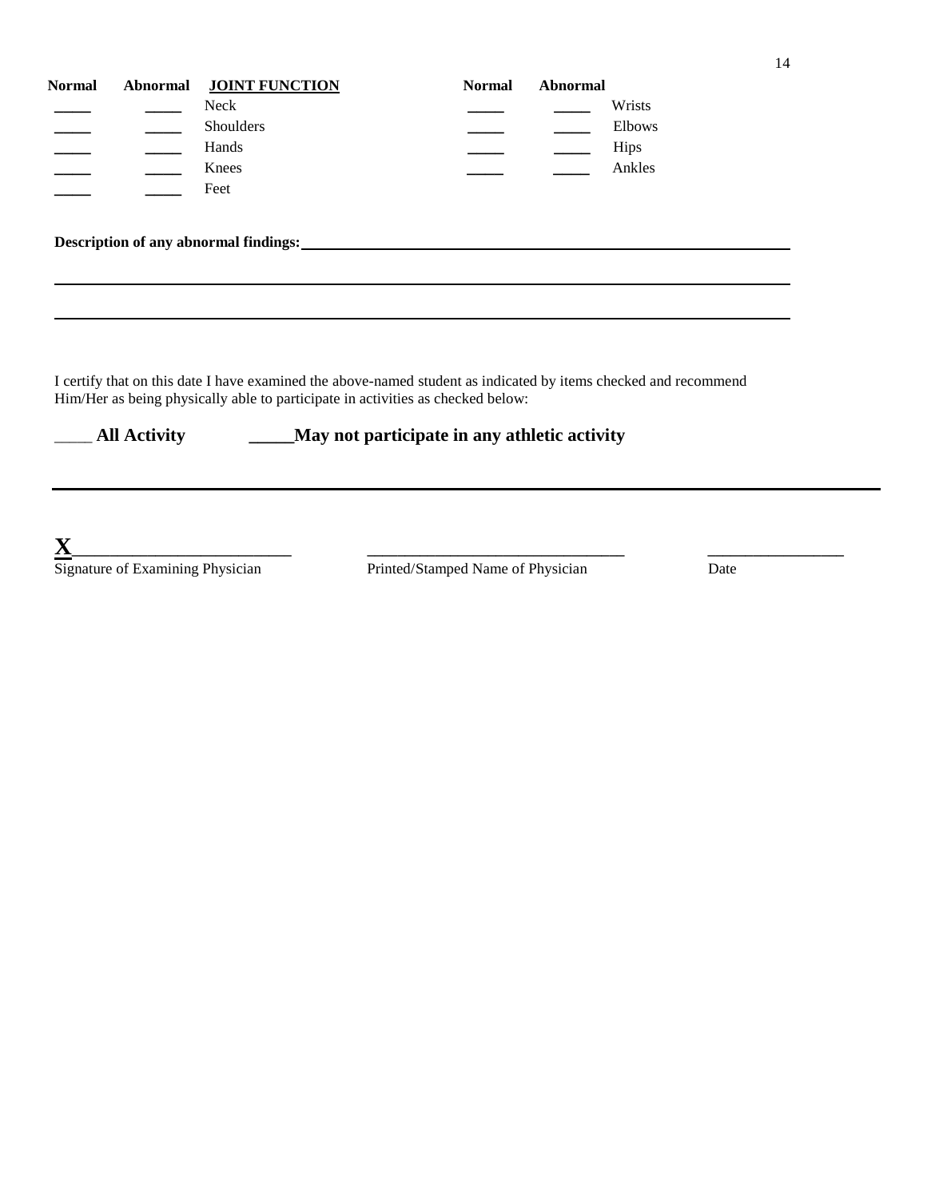| Normal | Abnormal | JOINT FUNCTION | Normal | Abnormal | |
|---|---|---|---|---|---|
| _____ | _____ | Neck | _____ | _____ | Wrists |
| _____ | _____ | Shoulders | _____ | _____ | Elbows |
| _____ | _____ | Hands | _____ | _____ | Hips |
| _____ | _____ | Knees | _____ | _____ | Ankles |
| _____ | _____ | Feet | | | |

**Description of any abnormal findings:** ____________________________________________

______________________________________________________________________________

______________________________________________________________________________

I certify that on this date I have examined the above-named student as indicated by items checked and recommend Him/Her as being physically able to participate in activities as checked below:

_____ **All Activity** _____**May not participate in any athletic activity**

**X**__________________________ ______________________________ ________________

Signature of Examining Physician Printed/Stamped Name of Physician Date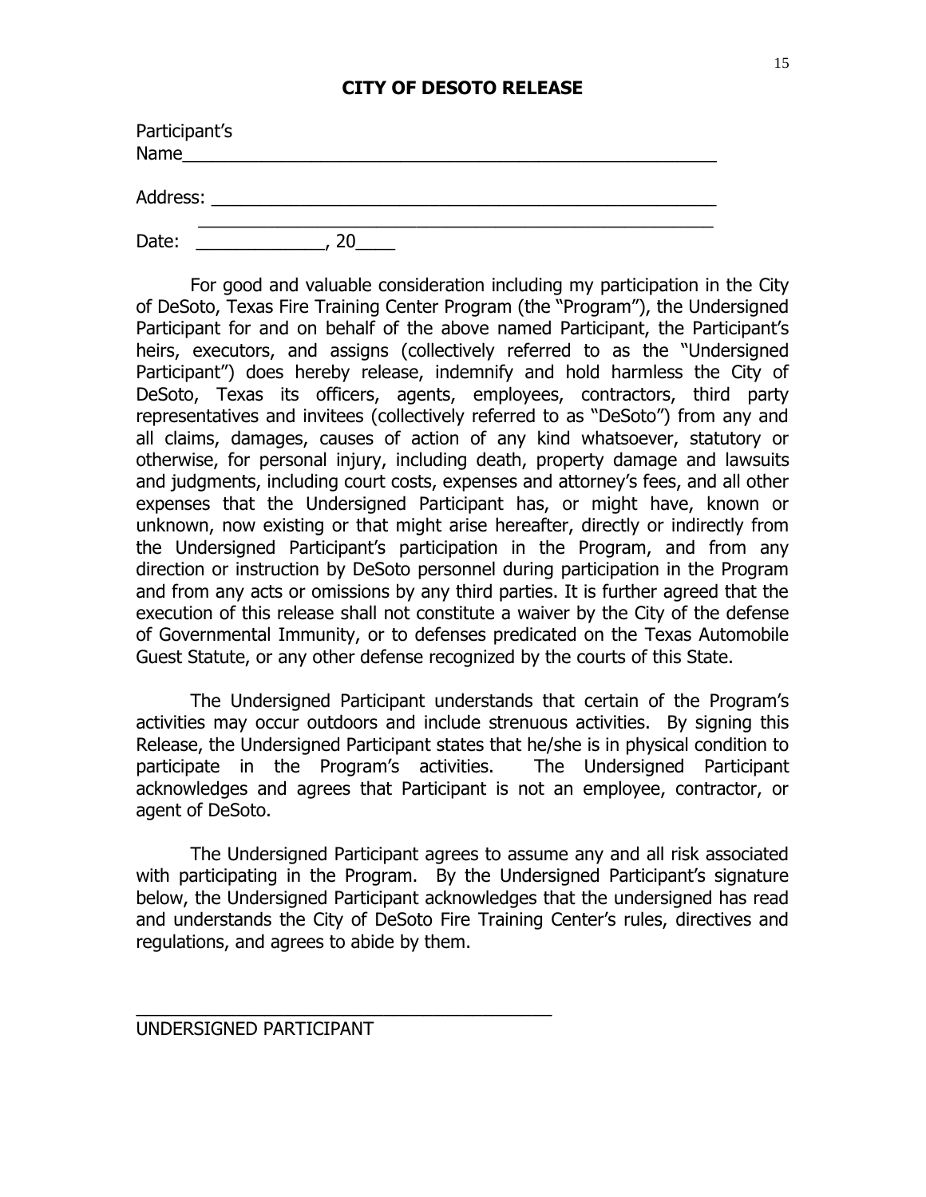## CITY OF DESOTO RELEASE

Participant's Name_______________________________________________________

Address: ____________________________________________________
____________________________________________________

Date: _____________, 20____

For good and valuable consideration including my participation in the City of DeSoto, Texas Fire Training Center Program (the "Program"), the Undersigned Participant for and on behalf of the above named Participant, the Participant's heirs, executors, and assigns (collectively referred to as the "Undersigned Participant") does hereby release, indemnify and hold harmless the City of DeSoto, Texas its officers, agents, employees, contractors, third party representatives and invitees (collectively referred to as "DeSoto") from any and all claims, damages, causes of action of any kind whatsoever, statutory or otherwise, for personal injury, including death, property damage and lawsuits and judgments, including court costs, expenses and attorney's fees, and all other expenses that the Undersigned Participant has, or might have, known or unknown, now existing or that might arise hereafter, directly or indirectly from the Undersigned Participant's participation in the Program, and from any direction or instruction by DeSoto personnel during participation in the Program and from any acts or omissions by any third parties. It is further agreed that the execution of this release shall not constitute a waiver by the City of the defense of Governmental Immunity, or to defenses predicated on the Texas Automobile Guest Statute, or any other defense recognized by the courts of this State.

The Undersigned Participant understands that certain of the Program's activities may occur outdoors and include strenuous activities. By signing this Release, the Undersigned Participant states that he/she is in physical condition to participate in the Program's activities. The Undersigned Participant acknowledges and agrees that Participant is not an employee, contractor, or agent of DeSoto.

The Undersigned Participant agrees to assume any and all risk associated with participating in the Program. By the Undersigned Participant's signature below, the Undersigned Participant acknowledges that the undersigned has read and understands the City of DeSoto Fire Training Center's rules, directives and regulations, and agrees to abide by them.

_________________________________________
UNDERSIGNED PARTICIPANT